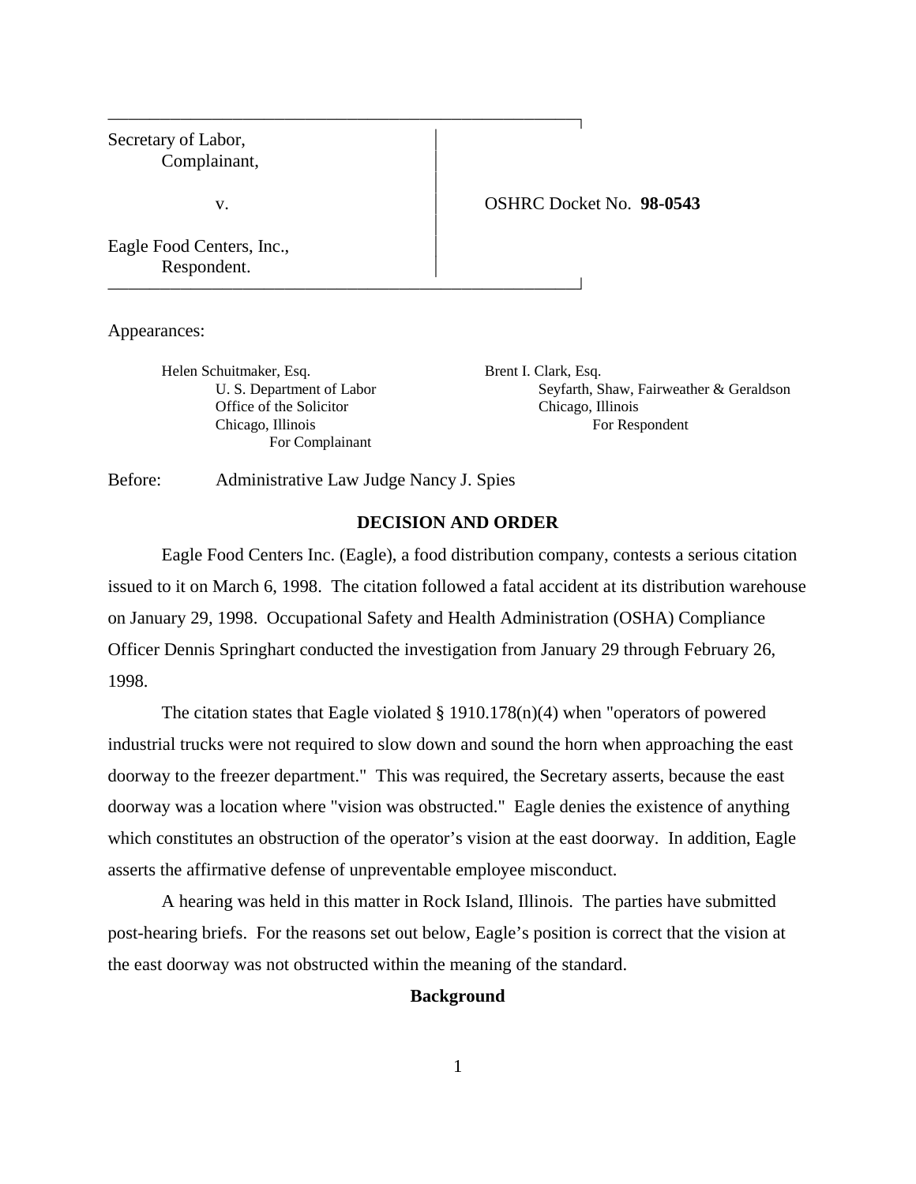Secretary of Labor,
Complainant,

v.

Eagle Food Centers, Inc.,
Respondent.

OSHRC Docket No. **98-0543**

Appearances:

Helen Schuitmaker, Esq.
U. S. Department of Labor
Office of the Solicitor
Chicago, Illinois
For Complainant

Brent I. Clark, Esq.
Seyfarth, Shaw, Fairweather & Geraldson
Chicago, Illinois
For Respondent

Before: Administrative Law Judge Nancy J. Spies

## DECISION AND ORDER

Eagle Food Centers Inc. (Eagle), a food distribution company, contests a serious citation issued to it on March 6, 1998. The citation followed a fatal accident at its distribution warehouse on January 29, 1998. Occupational Safety and Health Administration (OSHA) Compliance Officer Dennis Springhart conducted the investigation from January 29 through February 26, 1998.

The citation states that Eagle violated § 1910.178(n)(4) when "operators of powered industrial trucks were not required to slow down and sound the horn when approaching the east doorway to the freezer department." This was required, the Secretary asserts, because the east doorway was a location where "vision was obstructed." Eagle denies the existence of anything which constitutes an obstruction of the operator's vision at the east doorway. In addition, Eagle asserts the affirmative defense of unpreventable employee misconduct.

A hearing was held in this matter in Rock Island, Illinois. The parties have submitted post-hearing briefs. For the reasons set out below, Eagle's position is correct that the vision at the east doorway was not obstructed within the meaning of the standard.

## Background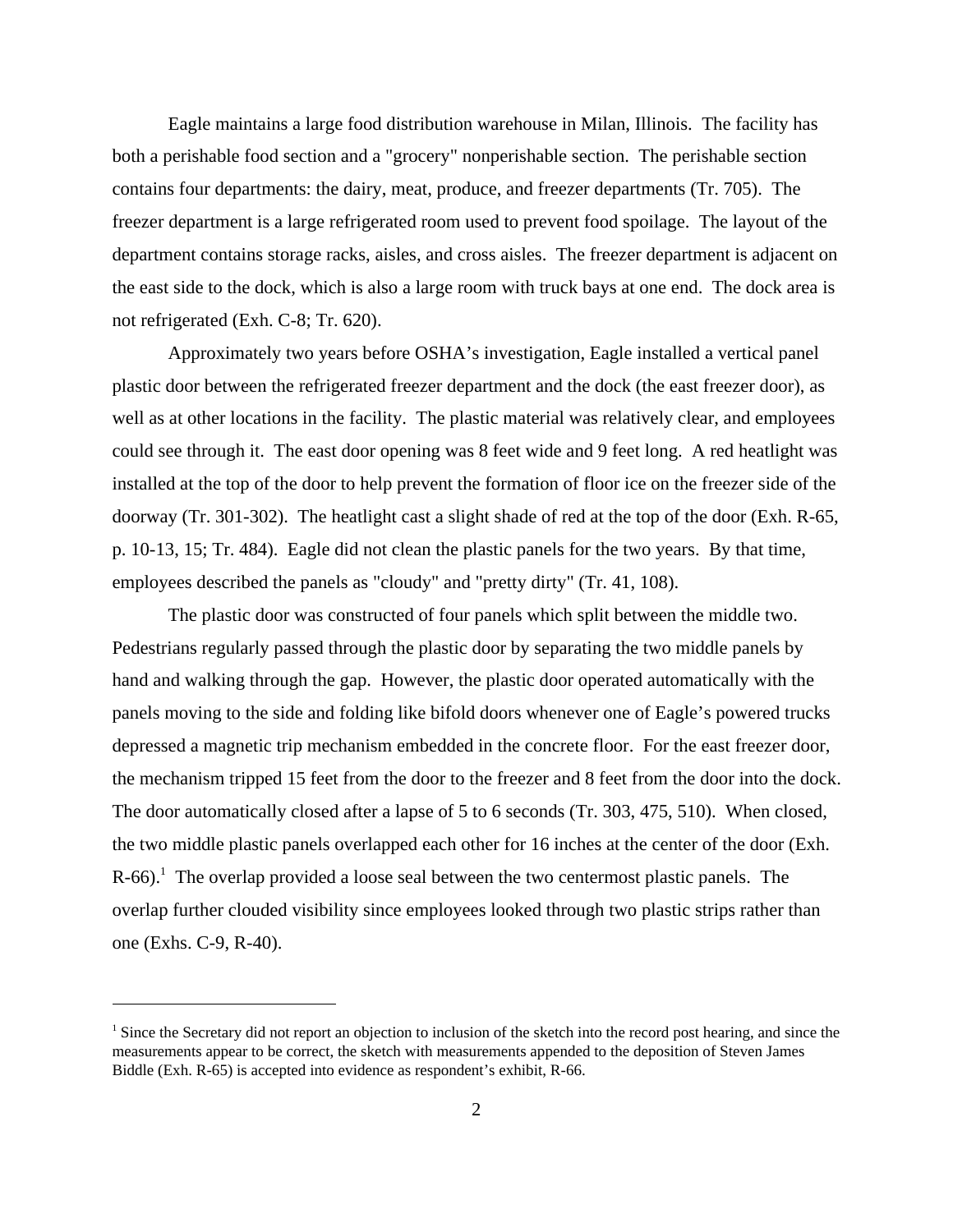Eagle maintains a large food distribution warehouse in Milan, Illinois. The facility has both a perishable food section and a "grocery" nonperishable section. The perishable section contains four departments: the dairy, meat, produce, and freezer departments (Tr. 705). The freezer department is a large refrigerated room used to prevent food spoilage. The layout of the department contains storage racks, aisles, and cross aisles. The freezer department is adjacent on the east side to the dock, which is also a large room with truck bays at one end. The dock area is not refrigerated (Exh. C-8; Tr. 620).

Approximately two years before OSHA's investigation, Eagle installed a vertical panel plastic door between the refrigerated freezer department and the dock (the east freezer door), as well as at other locations in the facility. The plastic material was relatively clear, and employees could see through it. The east door opening was 8 feet wide and 9 feet long. A red heatlight was installed at the top of the door to help prevent the formation of floor ice on the freezer side of the doorway (Tr. 301-302). The heatlight cast a slight shade of red at the top of the door (Exh. R-65, p. 10-13, 15; Tr. 484). Eagle did not clean the plastic panels for the two years. By that time, employees described the panels as "cloudy" and "pretty dirty" (Tr. 41, 108).

The plastic door was constructed of four panels which split between the middle two. Pedestrians regularly passed through the plastic door by separating the two middle panels by hand and walking through the gap. However, the plastic door operated automatically with the panels moving to the side and folding like bifold doors whenever one of Eagle's powered trucks depressed a magnetic trip mechanism embedded in the concrete floor. For the east freezer door, the mechanism tripped 15 feet from the door to the freezer and 8 feet from the door into the dock. The door automatically closed after a lapse of 5 to 6 seconds (Tr. 303, 475, 510). When closed, the two middle plastic panels overlapped each other for 16 inches at the center of the door (Exh. R-66).[1] The overlap provided a loose seal between the two centermost plastic panels. The overlap further clouded visibility since employees looked through two plastic strips rather than one (Exhs. C-9, R-40).

---

[1] Since the Secretary did not report an objection to inclusion of the sketch into the record post hearing, and since the measurements appear to be correct, the sketch with measurements appended to the deposition of Steven James Biddle (Exh. R-65) is accepted into evidence as respondent's exhibit, R-66.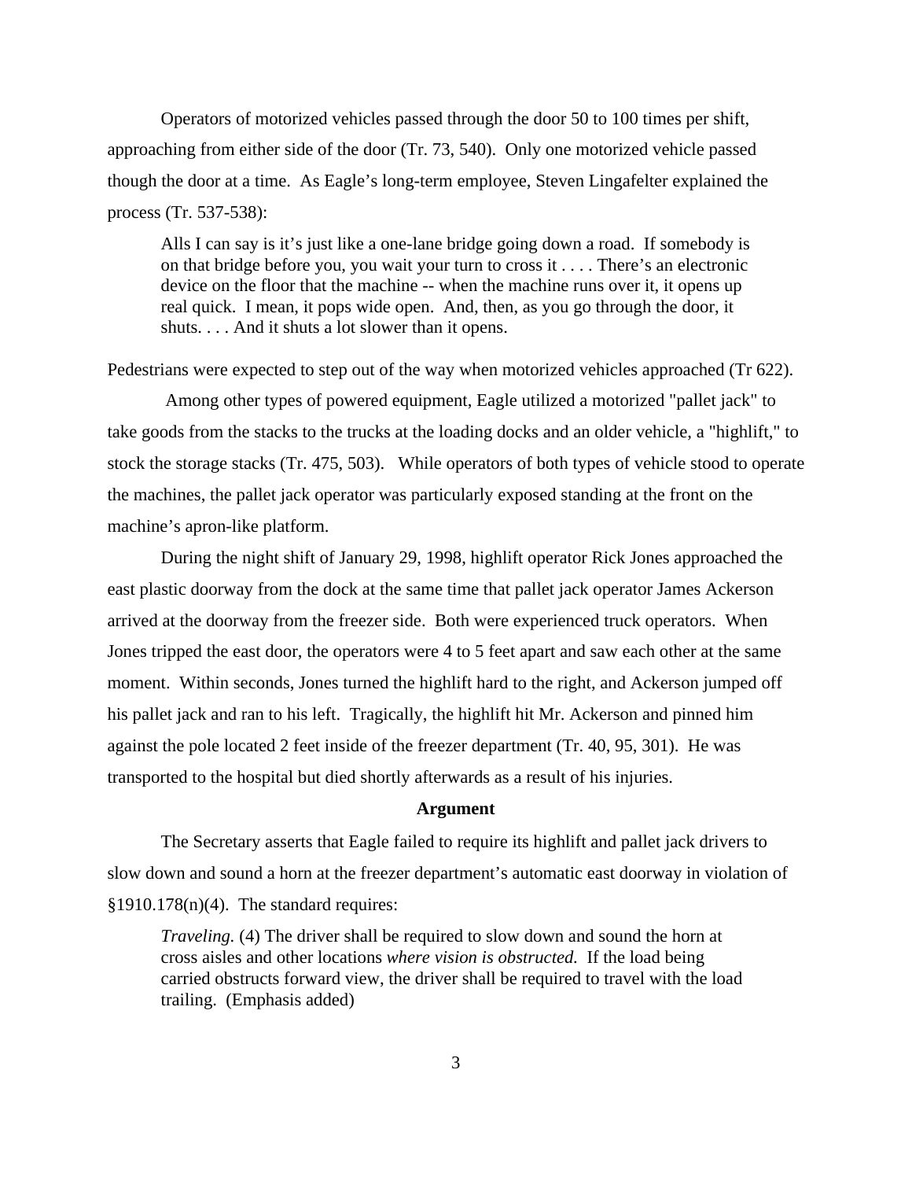Operators of motorized vehicles passed through the door 50 to 100 times per shift, approaching from either side of the door (Tr. 73, 540). Only one motorized vehicle passed though the door at a time. As Eagle's long-term employee, Steven Lingafelter explained the process (Tr. 537-538):

> Alls I can say is it's just like a one-lane bridge going down a road. If somebody is on that bridge before you, you wait your turn to cross it . . . . There's an electronic device on the floor that the machine -- when the machine runs over it, it opens up real quick. I mean, it pops wide open. And, then, as you go through the door, it shuts. . . . And it shuts a lot slower than it opens.

Pedestrians were expected to step out of the way when motorized vehicles approached (Tr 622).

Among other types of powered equipment, Eagle utilized a motorized "pallet jack" to take goods from the stacks to the trucks at the loading docks and an older vehicle, a "highlift," to stock the storage stacks (Tr. 475, 503). While operators of both types of vehicle stood to operate the machines, the pallet jack operator was particularly exposed standing at the front on the machine's apron-like platform.

During the night shift of January 29, 1998, highlift operator Rick Jones approached the east plastic doorway from the dock at the same time that pallet jack operator James Ackerson arrived at the doorway from the freezer side. Both were experienced truck operators. When Jones tripped the east door, the operators were 4 to 5 feet apart and saw each other at the same moment. Within seconds, Jones turned the highlift hard to the right, and Ackerson jumped off his pallet jack and ran to his left. Tragically, the highlift hit Mr. Ackerson and pinned him against the pole located 2 feet inside of the freezer department (Tr. 40, 95, 301). He was transported to the hospital but died shortly afterwards as a result of his injuries.

**Argument**

The Secretary asserts that Eagle failed to require its highlift and pallet jack drivers to slow down and sound a horn at the freezer department's automatic east doorway in violation of §1910.178(n)(4). The standard requires:

> *Traveling.* (4) The driver shall be required to slow down and sound the horn at cross aisles and other locations *where vision is obstructed.* If the load being carried obstructs forward view, the driver shall be required to travel with the load trailing. (Emphasis added)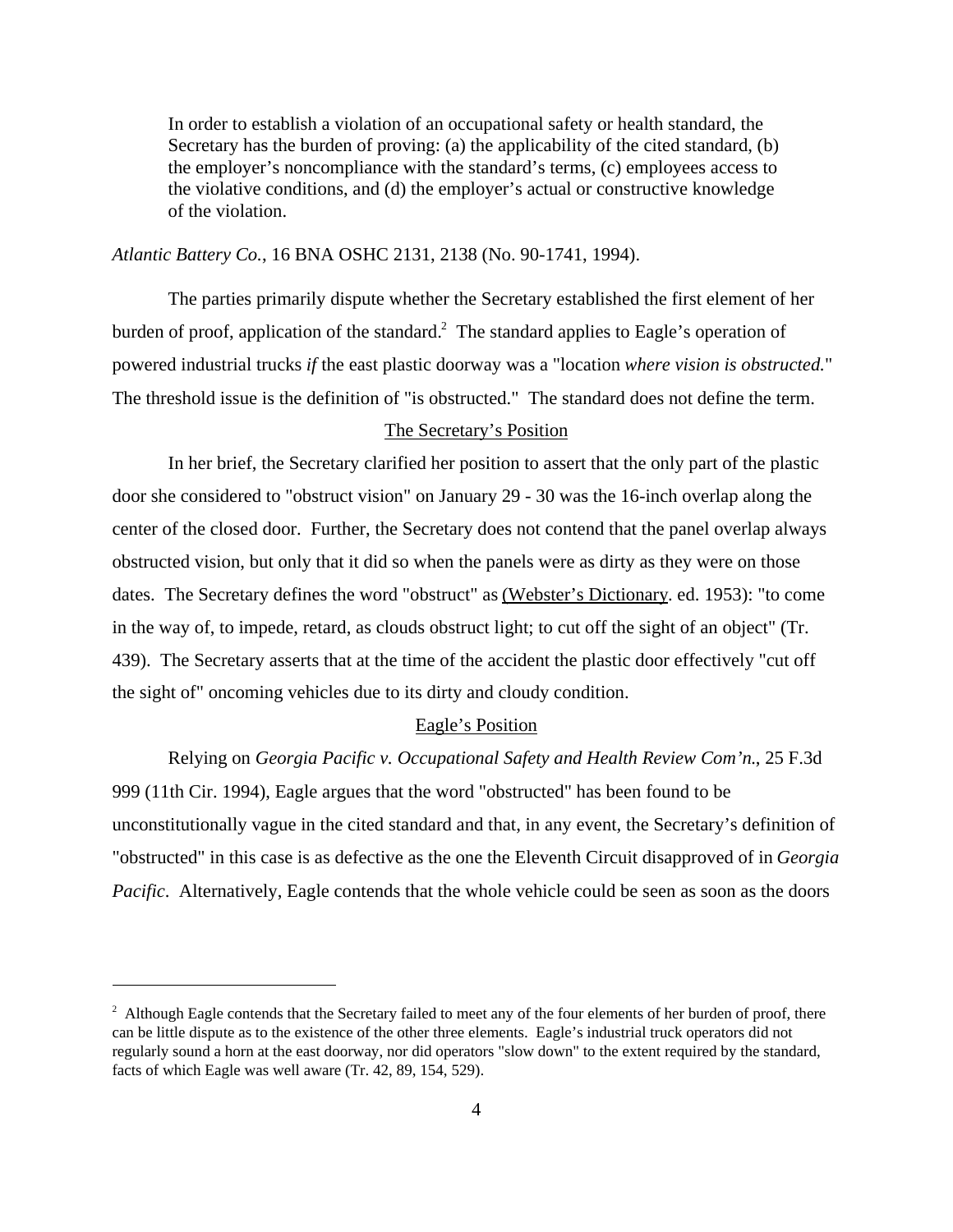> In order to establish a violation of an occupational safety or health standard, the Secretary has the burden of proving: (a) the applicability of the cited standard, (b) the employer's noncompliance with the standard's terms, (c) employees access to the violative conditions, and (d) the employer's actual or constructive knowledge of the violation.

*Atlantic Battery Co.*, 16 BNA OSHC 2131, 2138 (No. 90-1741, 1994).

The parties primarily dispute whether the Secretary established the first element of her burden of proof, application of the standard.[2] The standard applies to Eagle's operation of powered industrial trucks *if* the east plastic doorway was a "location *where vision is obstructed.*" The threshold issue is the definition of "is obstructed." The standard does not define the term.

## The Secretary's Position

In her brief, the Secretary clarified her position to assert that the only part of the plastic door she considered to "obstruct vision" on January 29 - 30 was the 16-inch overlap along the center of the closed door. Further, the Secretary does not contend that the panel overlap always obstructed vision, but only that it did so when the panels were as dirty as they were on those dates. The Secretary defines the word "obstruct" as (Webster's Dictionary. ed. 1953): "to come in the way of, to impede, retard, as clouds obstruct light; to cut off the sight of an object" (Tr. 439). The Secretary asserts that at the time of the accident the plastic door effectively "cut off the sight of" oncoming vehicles due to its dirty and cloudy condition.

## Eagle's Position

Relying on *Georgia Pacific v. Occupational Safety and Health Review Com'n.*, 25 F.3d 999 (11th Cir. 1994), Eagle argues that the word "obstructed" has been found to be unconstitutionally vague in the cited standard and that, in any event, the Secretary's definition of "obstructed" in this case is as defective as the one the Eleventh Circuit disapproved of in *Georgia Pacific*. Alternatively, Eagle contends that the whole vehicle could be seen as soon as the doors

---

[2] Although Eagle contends that the Secretary failed to meet any of the four elements of her burden of proof, there can be little dispute as to the existence of the other three elements. Eagle's industrial truck operators did not regularly sound a horn at the east doorway, nor did operators "slow down" to the extent required by the standard, facts of which Eagle was well aware (Tr. 42, 89, 154, 529).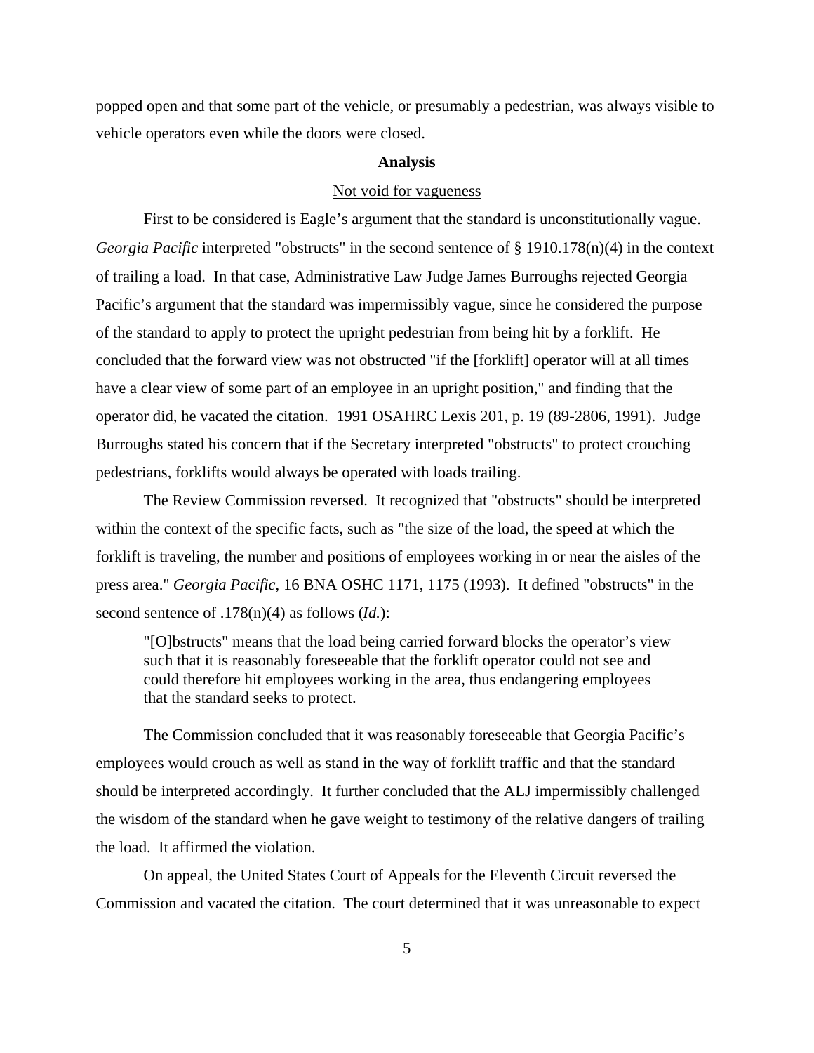popped open and that some part of the vehicle, or presumably a pedestrian, was always visible to vehicle operators even while the doors were closed.

## Analysis

### Not void for vagueness

First to be considered is Eagle's argument that the standard is unconstitutionally vague. *Georgia Pacific* interpreted "obstructs" in the second sentence of § 1910.178(n)(4) in the context of trailing a load. In that case, Administrative Law Judge James Burroughs rejected Georgia Pacific's argument that the standard was impermissibly vague, since he considered the purpose of the standard to apply to protect the upright pedestrian from being hit by a forklift. He concluded that the forward view was not obstructed "if the [forklift] operator will at all times have a clear view of some part of an employee in an upright position," and finding that the operator did, he vacated the citation. 1991 OSAHRC Lexis 201, p. 19 (89-2806, 1991). Judge Burroughs stated his concern that if the Secretary interpreted "obstructs" to protect crouching pedestrians, forklifts would always be operated with loads trailing.

The Review Commission reversed. It recognized that "obstructs" should be interpreted within the context of the specific facts, such as "the size of the load, the speed at which the forklift is traveling, the number and positions of employees working in or near the aisles of the press area." *Georgia Pacific*, 16 BNA OSHC 1171, 1175 (1993). It defined "obstructs" in the second sentence of .178(n)(4) as follows (*Id.*):

> "[O]bstructs" means that the load being carried forward blocks the operator's view such that it is reasonably foreseeable that the forklift operator could not see and could therefore hit employees working in the area, thus endangering employees that the standard seeks to protect.

The Commission concluded that it was reasonably foreseeable that Georgia Pacific's employees would crouch as well as stand in the way of forklift traffic and that the standard should be interpreted accordingly. It further concluded that the ALJ impermissibly challenged the wisdom of the standard when he gave weight to testimony of the relative dangers of trailing the load. It affirmed the violation.

On appeal, the United States Court of Appeals for the Eleventh Circuit reversed the Commission and vacated the citation. The court determined that it was unreasonable to expect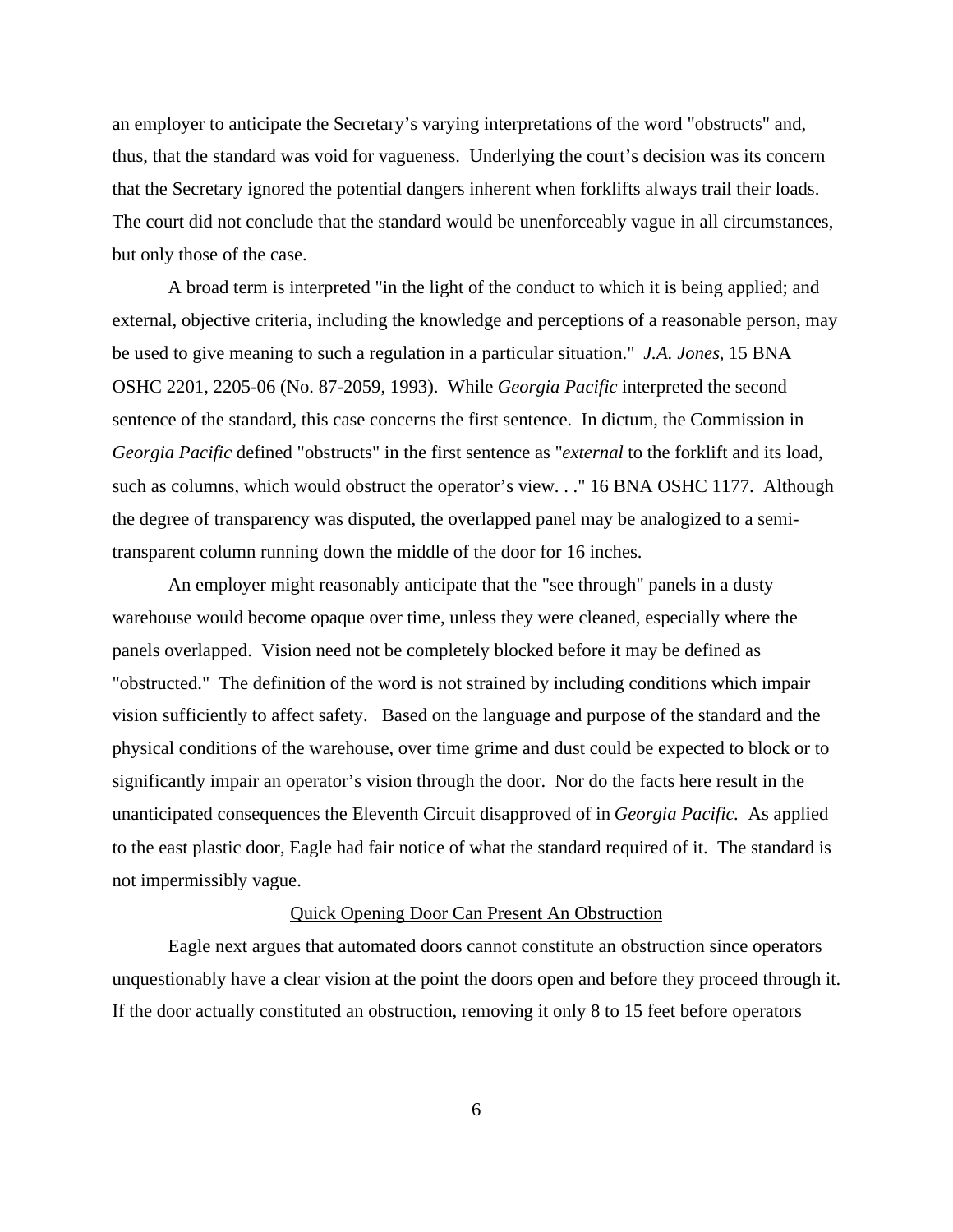an employer to anticipate the Secretary's varying interpretations of the word "obstructs" and, thus, that the standard was void for vagueness. Underlying the court's decision was its concern that the Secretary ignored the potential dangers inherent when forklifts always trail their loads. The court did not conclude that the standard would be unenforceably vague in all circumstances, but only those of the case.

A broad term is interpreted "in the light of the conduct to which it is being applied; and external, objective criteria, including the knowledge and perceptions of a reasonable person, may be used to give meaning to such a regulation in a particular situation." *J.A. Jones*, 15 BNA OSHC 2201, 2205-06 (No. 87-2059, 1993). While *Georgia Pacific* interpreted the second sentence of the standard, this case concerns the first sentence. In dictum, the Commission in *Georgia Pacific* defined "obstructs" in the first sentence as "*external* to the forklift and its load, such as columns, which would obstruct the operator's view. . ." 16 BNA OSHC 1177. Although the degree of transparency was disputed, the overlapped panel may be analogized to a semi-transparent column running down the middle of the door for 16 inches.

An employer might reasonably anticipate that the "see through" panels in a dusty warehouse would become opaque over time, unless they were cleaned, especially where the panels overlapped. Vision need not be completely blocked before it may be defined as "obstructed." The definition of the word is not strained by including conditions which impair vision sufficiently to affect safety. Based on the language and purpose of the standard and the physical conditions of the warehouse, over time grime and dust could be expected to block or to significantly impair an operator's vision through the door. Nor do the facts here result in the unanticipated consequences the Eleventh Circuit disapproved of in *Georgia Pacific.* As applied to the east plastic door, Eagle had fair notice of what the standard required of it. The standard is not impermissibly vague.

<u>Quick Opening Door Can Present An Obstruction</u>

Eagle next argues that automated doors cannot constitute an obstruction since operators unquestionably have a clear vision at the point the doors open and before they proceed through it. If the door actually constituted an obstruction, removing it only 8 to 15 feet before operators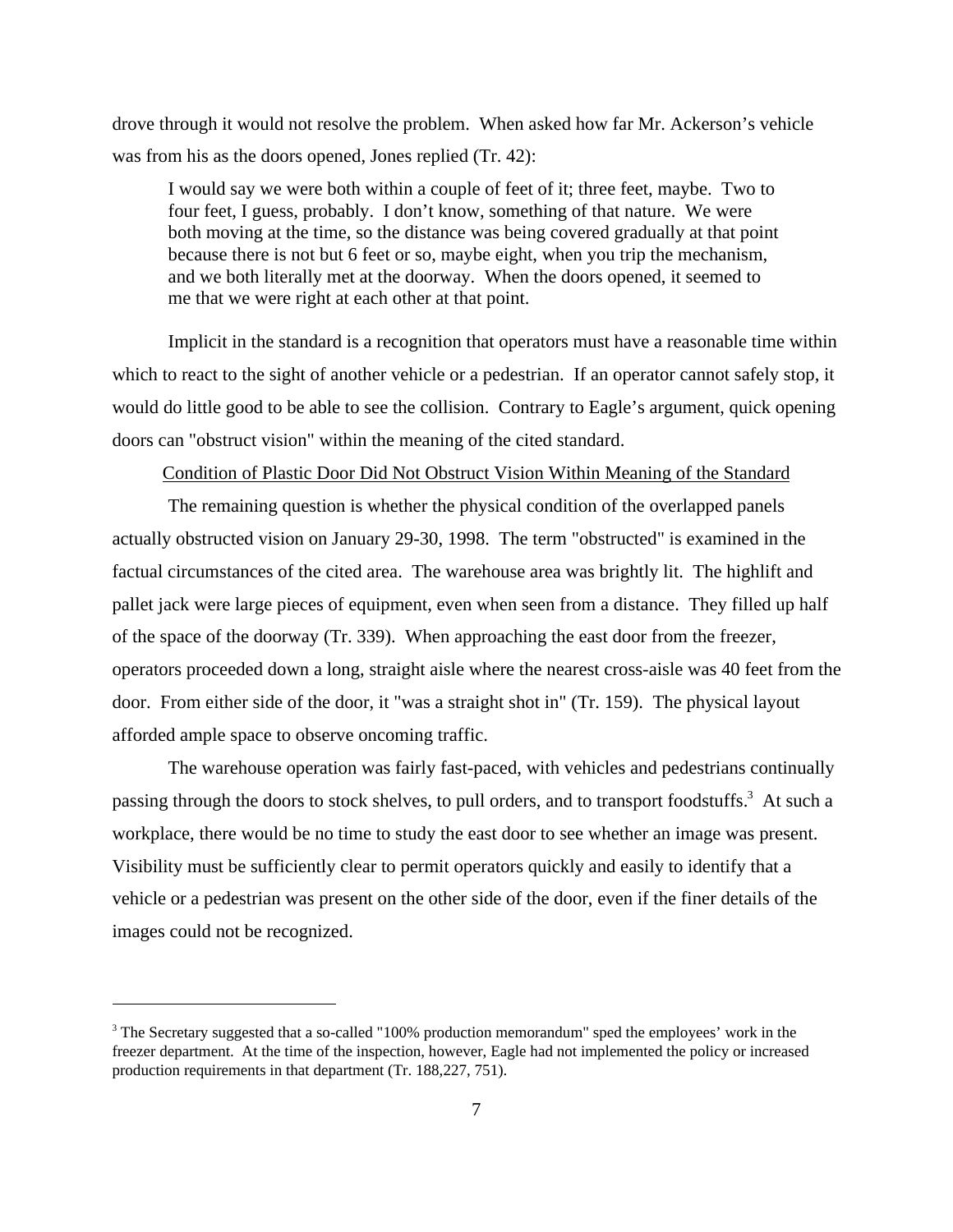drove through it would not resolve the problem. When asked how far Mr. Ackerson's vehicle was from his as the doors opened, Jones replied (Tr. 42):

> I would say we were both within a couple of feet of it; three feet, maybe. Two to four feet, I guess, probably. I don't know, something of that nature. We were both moving at the time, so the distance was being covered gradually at that point because there is not but 6 feet or so, maybe eight, when you trip the mechanism, and we both literally met at the doorway. When the doors opened, it seemed to me that we were right at each other at that point.

Implicit in the standard is a recognition that operators must have a reasonable time within which to react to the sight of another vehicle or a pedestrian. If an operator cannot safely stop, it would do little good to be able to see the collision. Contrary to Eagle's argument, quick opening doors can "obstruct vision" within the meaning of the cited standard.

<u>Condition of Plastic Door Did Not Obstruct Vision Within Meaning of the Standard</u>

The remaining question is whether the physical condition of the overlapped panels actually obstructed vision on January 29-30, 1998. The term "obstructed" is examined in the factual circumstances of the cited area. The warehouse area was brightly lit. The highlift and pallet jack were large pieces of equipment, even when seen from a distance. They filled up half of the space of the doorway (Tr. 339). When approaching the east door from the freezer, operators proceeded down a long, straight aisle where the nearest cross-aisle was 40 feet from the door. From either side of the door, it "was a straight shot in" (Tr. 159). The physical layout afforded ample space to observe oncoming traffic.

The warehouse operation was fairly fast-paced, with vehicles and pedestrians continually passing through the doors to stock shelves, to pull orders, and to transport foodstuffs.[3] At such a workplace, there would be no time to study the east door to see whether an image was present. Visibility must be sufficiently clear to permit operators quickly and easily to identify that a vehicle or a pedestrian was present on the other side of the door, even if the finer details of the images could not be recognized.

---

[3] The Secretary suggested that a so-called "100% production memorandum" sped the employees' work in the freezer department. At the time of the inspection, however, Eagle had not implemented the policy or increased production requirements in that department (Tr. 188,227, 751).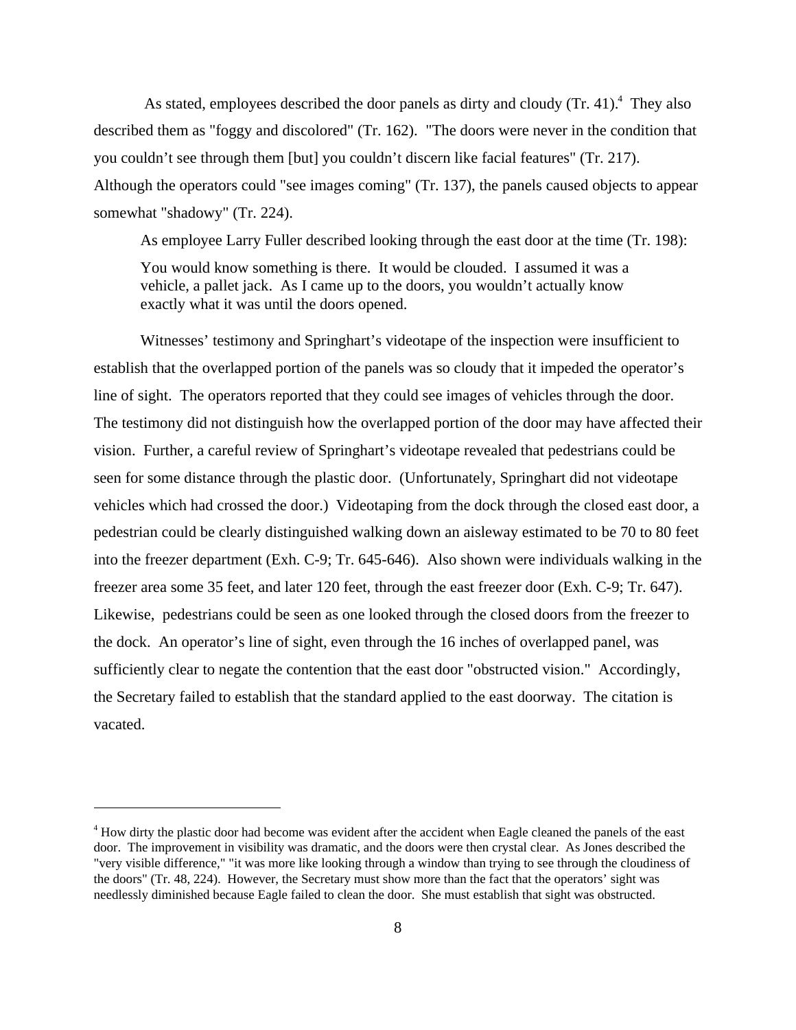As stated, employees described the door panels as dirty and cloudy (Tr. 41).[4] They also described them as "foggy and discolored" (Tr. 162). "The doors were never in the condition that you couldn't see through them [but] you couldn't discern like facial features" (Tr. 217). Although the operators could "see images coming" (Tr. 137), the panels caused objects to appear somewhat "shadowy" (Tr. 224).

As employee Larry Fuller described looking through the east door at the time (Tr. 198):

> You would know something is there. It would be clouded. I assumed it was a vehicle, a pallet jack. As I came up to the doors, you wouldn't actually know exactly what it was until the doors opened.

Witnesses' testimony and Springhart's videotape of the inspection were insufficient to establish that the overlapped portion of the panels was so cloudy that it impeded the operator's line of sight. The operators reported that they could see images of vehicles through the door. The testimony did not distinguish how the overlapped portion of the door may have affected their vision. Further, a careful review of Springhart's videotape revealed that pedestrians could be seen for some distance through the plastic door. (Unfortunately, Springhart did not videotape vehicles which had crossed the door.) Videotaping from the dock through the closed east door, a pedestrian could be clearly distinguished walking down an aisleway estimated to be 70 to 80 feet into the freezer department (Exh. C-9; Tr. 645-646). Also shown were individuals walking in the freezer area some 35 feet, and later 120 feet, through the east freezer door (Exh. C-9; Tr. 647). Likewise, pedestrians could be seen as one looked through the closed doors from the freezer to the dock. An operator's line of sight, even through the 16 inches of overlapped panel, was sufficiently clear to negate the contention that the east door "obstructed vision." Accordingly, the Secretary failed to establish that the standard applied to the east doorway. The citation is vacated.

---

[4] How dirty the plastic door had become was evident after the accident when Eagle cleaned the panels of the east door. The improvement in visibility was dramatic, and the doors were then crystal clear. As Jones described the "very visible difference," "it was more like looking through a window than trying to see through the cloudiness of the doors" (Tr. 48, 224). However, the Secretary must show more than the fact that the operators' sight was needlessly diminished because Eagle failed to clean the door. She must establish that sight was obstructed.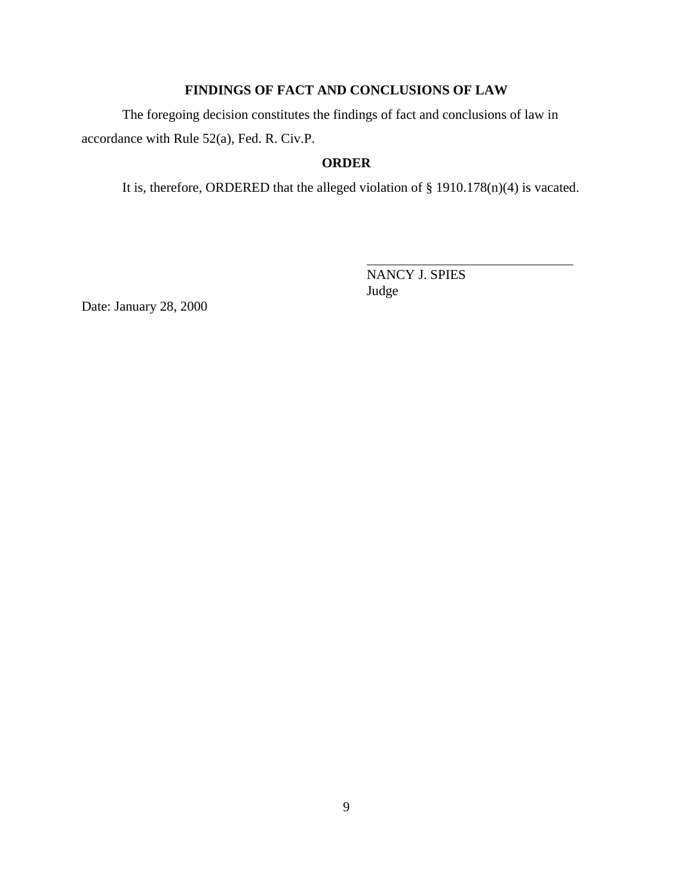## FINDINGS OF FACT AND CONCLUSIONS OF LAW

The foregoing decision constitutes the findings of fact and conclusions of law in accordance with Rule 52(a), Fed. R. Civ.P.

## ORDER

It is, therefore, ORDERED that the alleged violation of § 1910.178(n)(4) is vacated.

NANCY J. SPIES
Judge

Date: January 28, 2000